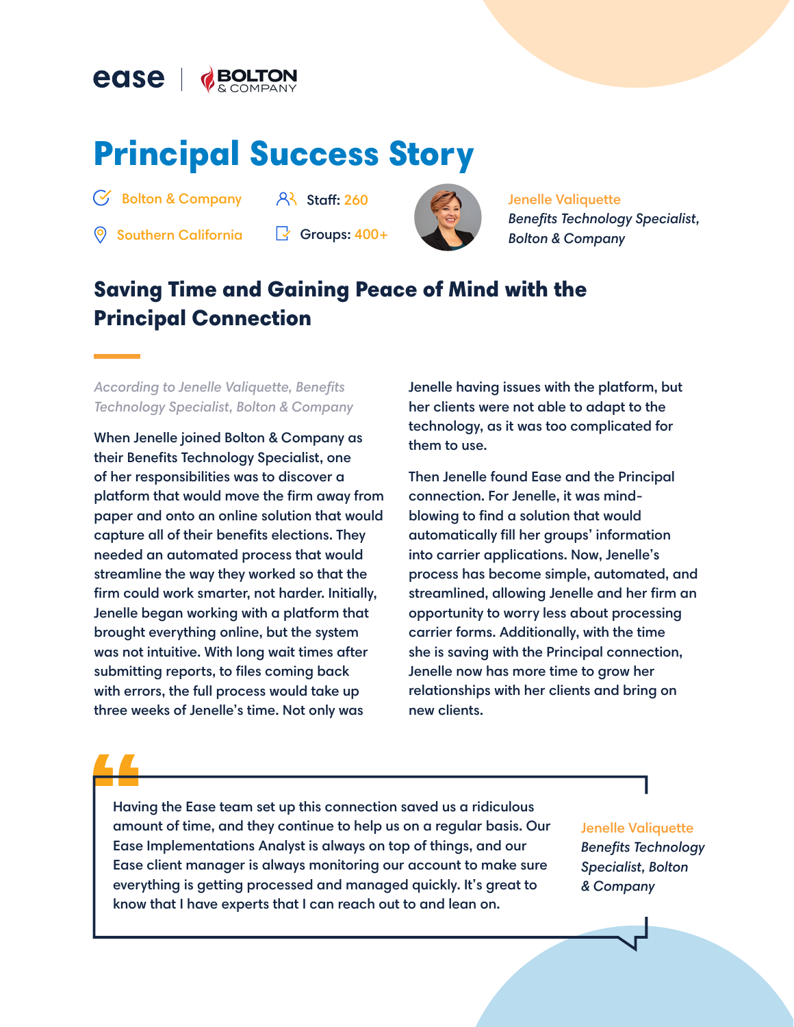ease | BOLTON & COMPANY

# Principal Success Story

Bolton & Company

Southern California

Staff: 260

Groups: 400+

Jenelle Valiquette
*Benefits Technology Specialist, Bolton & Company*

## Saving Time and Gaining Peace of Mind with the Principal Connection

*According to Jenelle Valiquette, Benefits Technology Specialist, Bolton & Company*

When Jenelle joined Bolton & Company as their Benefits Technology Specialist, one of her responsibilities was to discover a platform that would move the firm away from paper and onto an online solution that would capture all of their benefits elections. They needed an automated process that would streamline the way they worked so that the firm could work smarter, not harder. Initially, Jenelle began working with a platform that brought everything online, but the system was not intuitive. With long wait times after submitting reports, to files coming back with errors, the full process would take up three weeks of Jenelle's time. Not only was Jenelle having issues with the platform, but her clients were not able to adapt to the technology, as it was too complicated for them to use.

Then Jenelle found Ease and the Principal connection. For Jenelle, it was mind-blowing to find a solution that would automatically fill her groups' information into carrier applications. Now, Jenelle's process has become simple, automated, and streamlined, allowing Jenelle and her firm an opportunity to worry less about processing carrier forms. Additionally, with the time she is saving with the Principal connection, Jenelle now has more time to grow her relationships with her clients and bring on new clients.

> Having the Ease team set up this connection saved us a ridiculous amount of time, and they continue to help us on a regular basis. Our Ease Implementations Analyst is always on top of things, and our Ease client manager is always monitoring our account to make sure everything is getting processed and managed quickly. It's great to know that I have experts that I can reach out to and lean on.
>
> Jenelle Valiquette
> *Benefits Technology Specialist, Bolton & Company*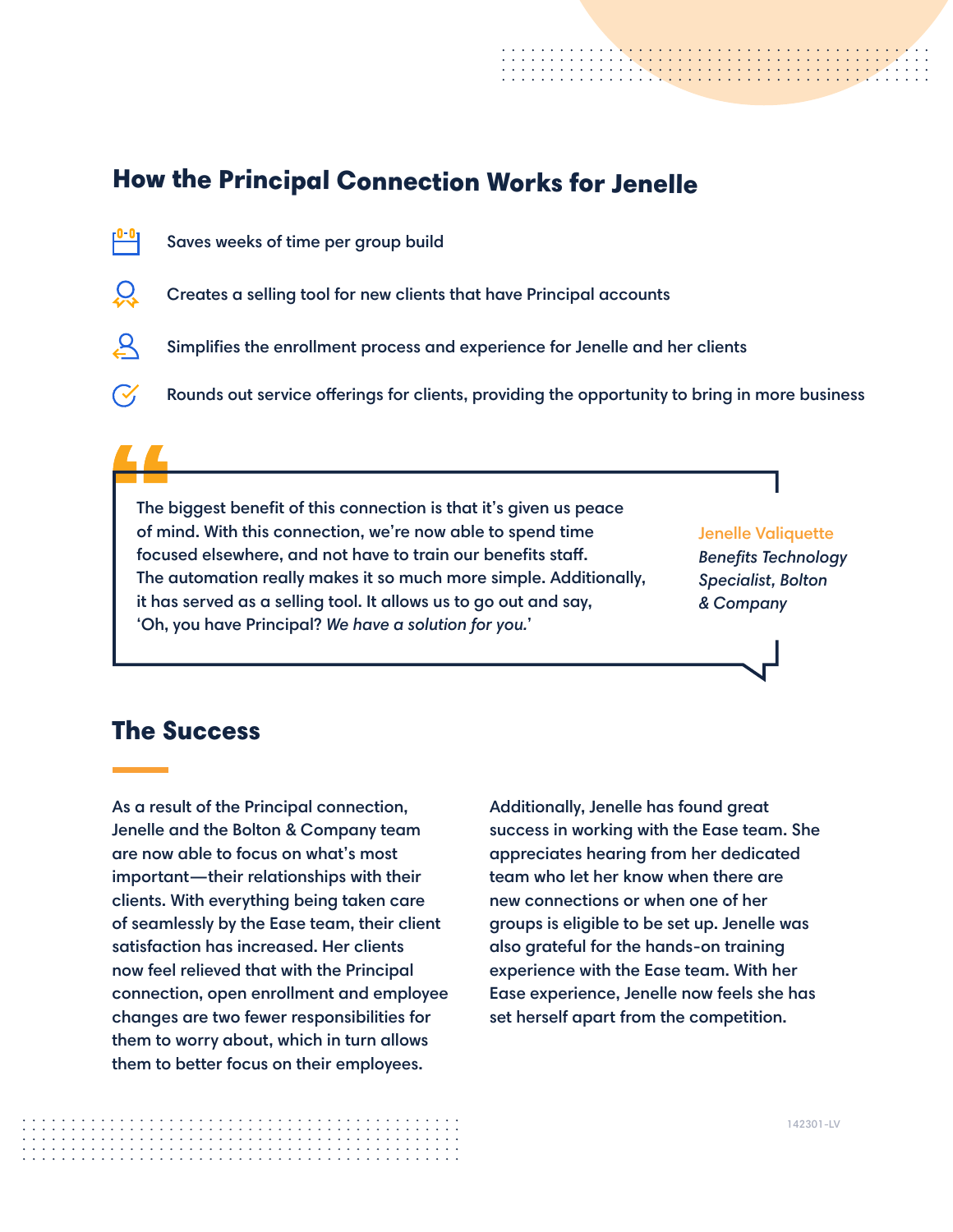## How the Principal Connection Works for Jenelle

- Saves weeks of time per group build
- Creates a selling tool for new clients that have Principal accounts
- Simplifies the enrollment process and experience for Jenelle and her clients
- Rounds out service offerings for clients, providing the opportunity to bring in more business

> The biggest benefit of this connection is that it's given us peace of mind. With this connection, we're now able to spend time focused elsewhere, and not have to train our benefits staff. The automation really makes it so much more simple. Additionally, it has served as a selling tool. It allows us to go out and say, 'Oh, you have Principal? *We have a solution for you.*'
>
> Jenelle Valiquette
> *Benefits Technology Specialist, Bolton & Company*

## The Success

As a result of the Principal connection, Jenelle and the Bolton & Company team are now able to focus on what's most important—their relationships with their clients. With everything being taken care of seamlessly by the Ease team, their client satisfaction has increased. Her clients now feel relieved that with the Principal connection, open enrollment and employee changes are two fewer responsibilities for them to worry about, which in turn allows them to better focus on their employees.

Additionally, Jenelle has found great success in working with the Ease team. She appreciates hearing from her dedicated team who let her know when there are new connections or when one of her groups is eligible to be set up. Jenelle was also grateful for the hands-on training experience with the Ease team. With her Ease experience, Jenelle now feels she has set herself apart from the competition.

142301-LV